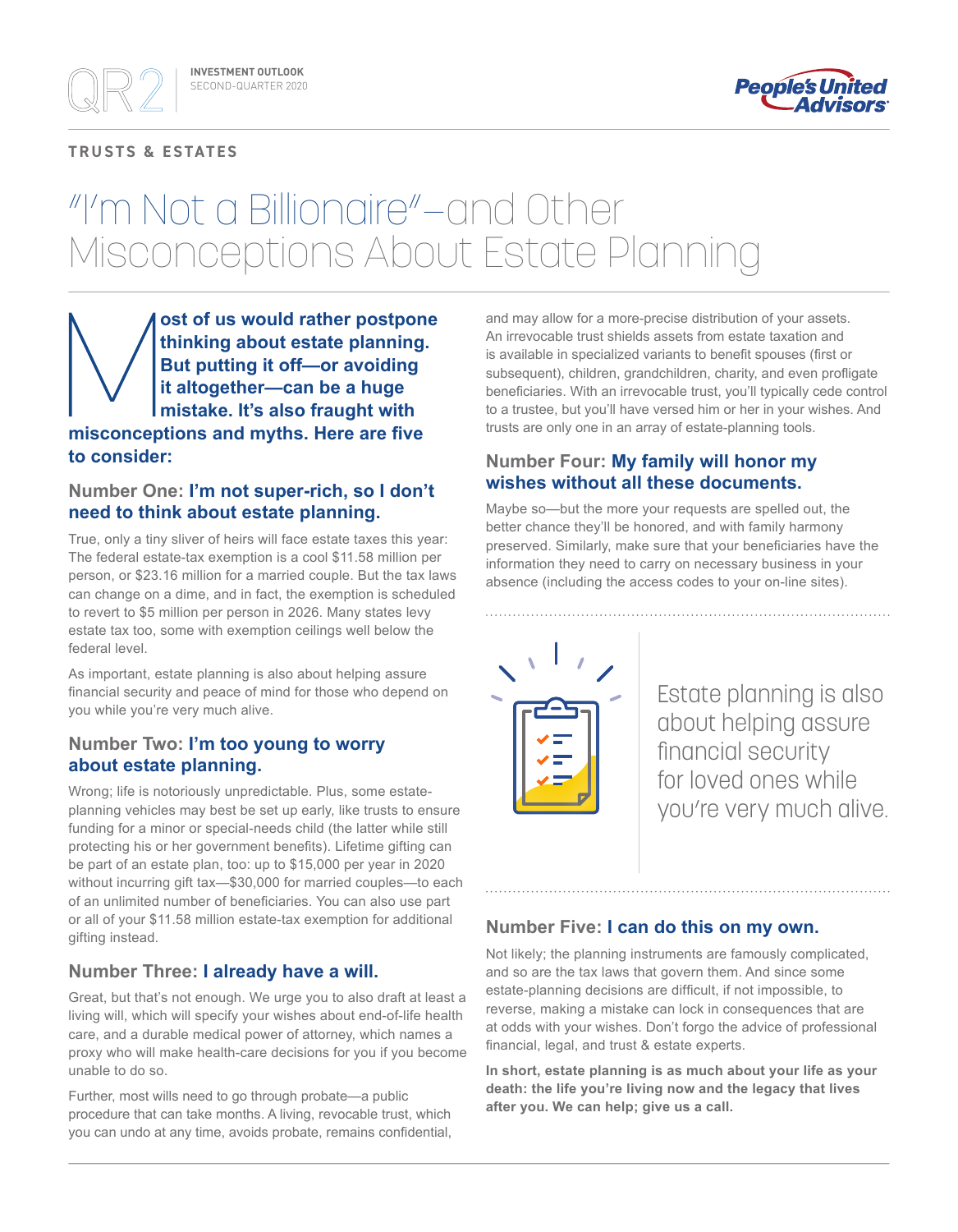QR2 | INVESTMENT OUTLOOK SECOND-QUARTER 2020

People's United Advisors

TRUSTS & ESTATES

# "I'm Not a Billionaire"—and Other Misconceptions About Estate Planning

**Most of us would rather postpone thinking about estate planning. But putting it off—or avoiding it altogether—can be a huge mistake. It's also fraught with misconceptions and myths. Here are five to consider:**

## Number One: I'm not super-rich, so I don't need to think about estate planning.

True, only a tiny sliver of heirs will face estate taxes this year: The federal estate-tax exemption is a cool $11.58 million per person, or $23.16 million for a married couple. But the tax laws can change on a dime, and in fact, the exemption is scheduled to revert to $5 million per person in 2026. Many states levy estate tax too, some with exemption ceilings well below the federal level.

As important, estate planning is also about helping assure financial security and peace of mind for those who depend on you while you're very much alive.

## Number Two: I'm too young to worry about estate planning.

Wrong; life is notoriously unpredictable. Plus, some estate-planning vehicles may best be set up early, like trusts to ensure funding for a minor or special-needs child (the latter while still protecting his or her government benefits). Lifetime gifting can be part of an estate plan, too: up to $15,000 per year in 2020 without incurring gift tax—$30,000 for married couples—to each of an unlimited number of beneficiaries. You can also use part or all of your $11.58 million estate-tax exemption for additional gifting instead.

## Number Three: I already have a will.

Great, but that's not enough. We urge you to also draft at least a living will, which will specify your wishes about end-of-life health care, and a durable medical power of attorney, which names a proxy who will make health-care decisions for you if you become unable to do so.

Further, most wills need to go through probate—a public procedure that can take months. A living, revocable trust, which you can undo at any time, avoids probate, remains confidential, and may allow for a more-precise distribution of your assets. An irrevocable trust shields assets from estate taxation and is available in specialized variants to benefit spouses (first or subsequent), children, grandchildren, charity, and even profligate beneficiaries. With an irrevocable trust, you'll typically cede control to a trustee, but you'll have versed him or her in your wishes. And trusts are only one in an array of estate-planning tools.

## Number Four: My family will honor my wishes without all these documents.

Maybe so—but the more your requests are spelled out, the better chance they'll be honored, and with family harmony preserved. Similarly, make sure that your beneficiaries have the information they need to carry on necessary business in your absence (including the access codes to your on-line sites).

> Estate planning is also about helping assure financial security for loved ones while you're very much alive.

## Number Five: I can do this on my own.

Not likely; the planning instruments are famously complicated, and so are the tax laws that govern them. And since some estate-planning decisions are difficult, if not impossible, to reverse, making a mistake can lock in consequences that are at odds with your wishes. Don't forgo the advice of professional financial, legal, and trust & estate experts.

**In short, estate planning is as much about your life as your death: the life you're living now and the legacy that lives after you. We can help; give us a call.**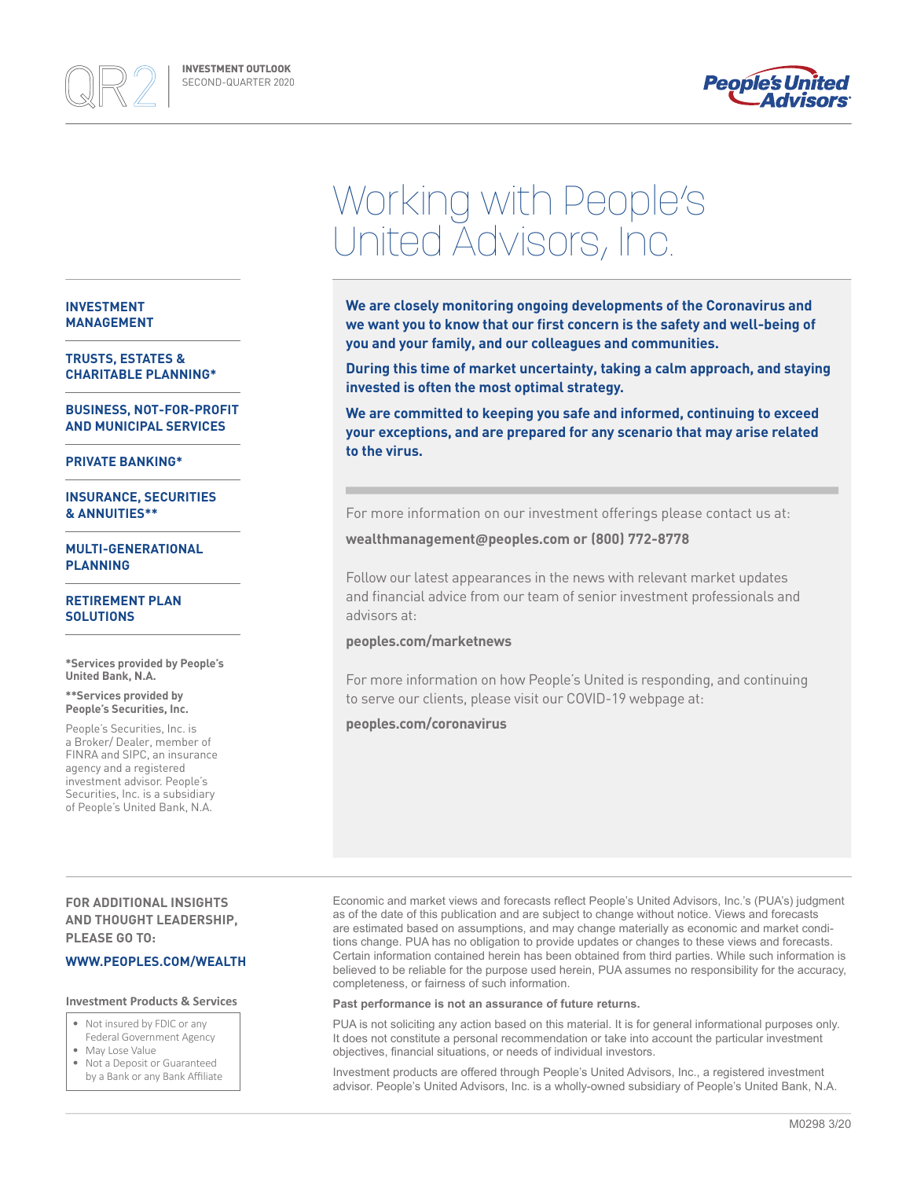# Working with People's United Advisors, Inc.

**We are closely monitoring ongoing developments of the Coronavirus and we want you to know that our first concern is the safety and well-being of you and your family, and our colleagues and communities.**

**During this time of market uncertainty, taking a calm approach, and staying invested is often the most optimal strategy.**

**We are committed to keeping you safe and informed, continuing to exceed your exceptions, and are prepared for any scenario that may arise related to the virus.**

For more information on our investment offerings please contact us at:

**wealthmanagement@peoples.com or (800) 772-8778**

Follow our latest appearances in the news with relevant market updates and financial advice from our team of senior investment professionals and advisors at:

**peoples.com/marketnews**

For more information on how People's United is responding, and continuing to serve our clients, please visit our COVID-19 webpage at:

**peoples.com/coronavirus**

**INVESTMENT MANAGEMENT**

**TRUSTS, ESTATES & CHARITABLE PLANNING***

**BUSINESS, NOT-FOR-PROFIT AND MUNICIPAL SERVICES**

**PRIVATE BANKING***

**INSURANCE, SECURITIES & ANNUITIES****

**MULTI-GENERATIONAL PLANNING**

**RETIREMENT PLAN SOLUTIONS**

***Services provided by People's United Bank, N.A.**

****Services provided by People's Securities, Inc.**

People's Securities, Inc. is a Broker/ Dealer, member of FINRA and SIPC, an insurance agency and a registered investment advisor. People's Securities, Inc. is a subsidiary of People's United Bank, N.A.

**FOR ADDITIONAL INSIGHTS AND THOUGHT LEADERSHIP, PLEASE GO TO:**

**WWW.PEOPLES.COM/WEALTH**

**Investment Products & Services**

- Not insured by FDIC or any Federal Government Agency
- May Lose Value
- Not a Deposit or Guaranteed by a Bank or any Bank Affiliate

Economic and market views and forecasts reflect People's United Advisors, Inc.'s (PUA's) judgment as of the date of this publication and are subject to change without notice. Views and forecasts are estimated based on assumptions, and may change materially as economic and market conditions change. PUA has no obligation to provide updates or changes to these views and forecasts. Certain information contained herein has been obtained from third parties. While such information is believed to be reliable for the purpose used herein, PUA assumes no responsibility for the accuracy, completeness, or fairness of such information.

**Past performance is not an assurance of future returns.**

PUA is not soliciting any action based on this material. It is for general informational purposes only. It does not constitute a personal recommendation or take into account the particular investment objectives, financial situations, or needs of individual investors.

Investment products are offered through People's United Advisors, Inc., a registered investment advisor. People's United Advisors, Inc. is a wholly-owned subsidiary of People's United Bank, N.A.

M0298 3/20